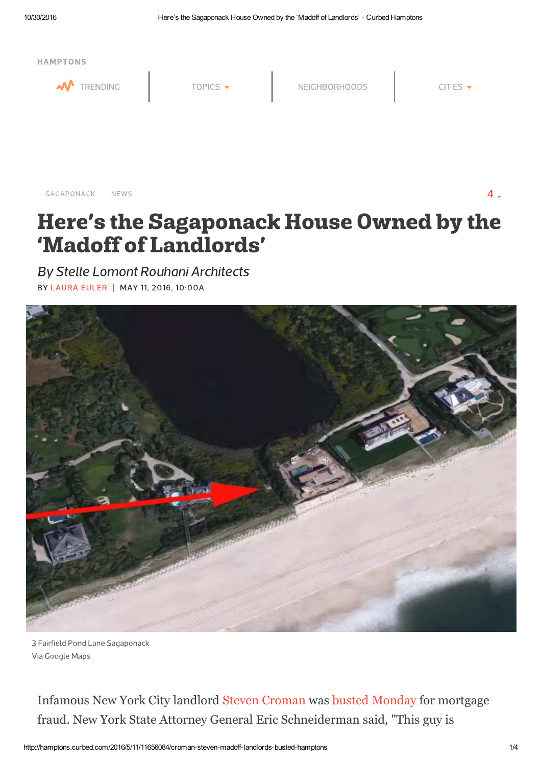HAMPTONS

TRENDING | TOPICS | NEIGHBORHOODS | CITIES

SAGAPONACK NEWS

# Here's the Sagaponack House Owned by the 'Madoff of Landlords'

*By Stelle Lomont Rouhani Architects*

BY LAURA EULER | MAY 11, 2016, 10:00A

3 Fairfield Pond Lane Sagaponack
Via Google Maps

Infamous New York City landlord Steven Croman was busted Monday for mortgage fraud. New York State Attorney General Eric Schneiderman said, "This guy is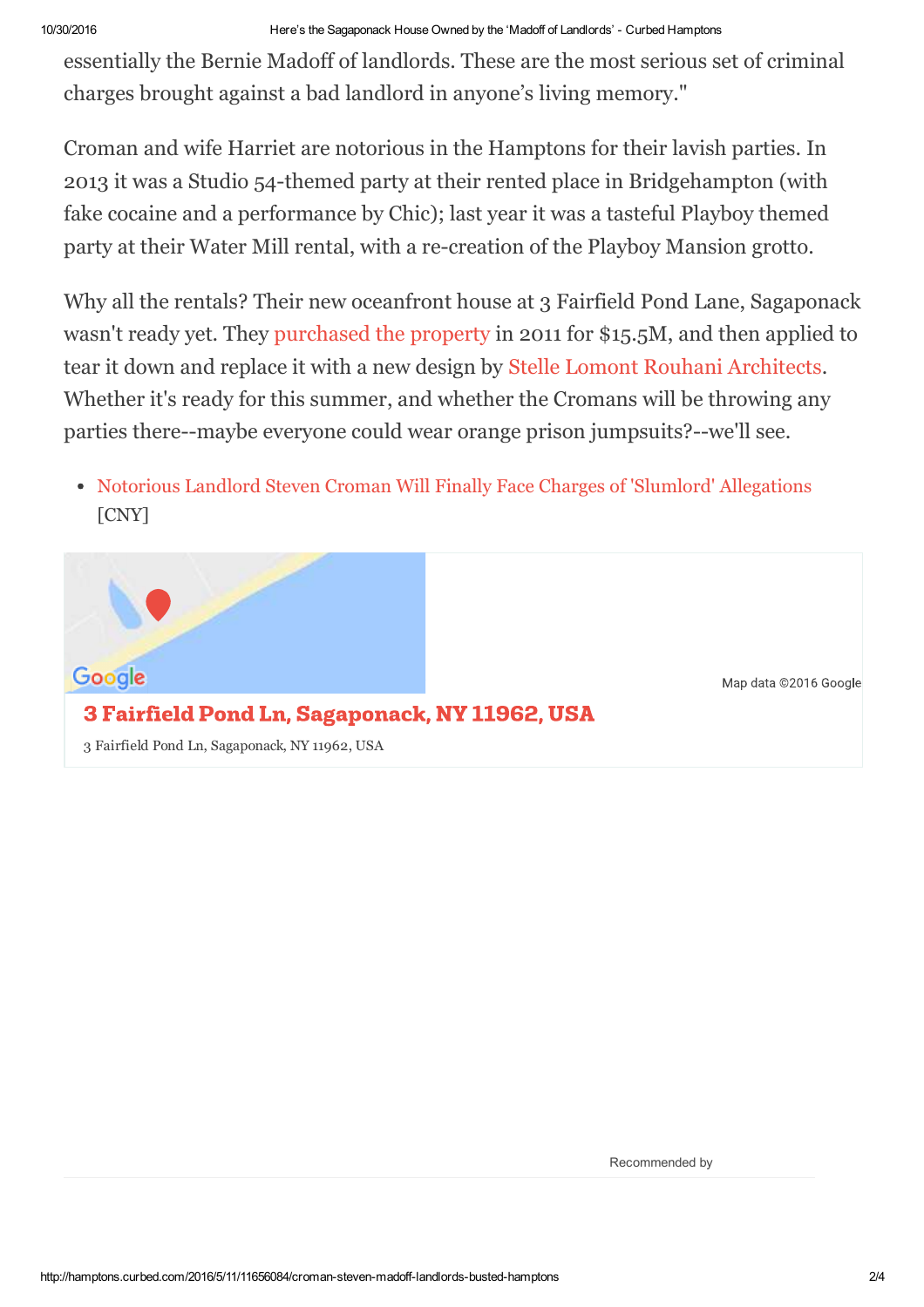essentially the Bernie Madoff of landlords. These are the most serious set of criminal charges brought against a bad landlord in anyone's living memory."

Croman and wife Harriet are notorious in the Hamptons for their lavish parties. In 2013 it was a Studio 54-themed party at their rented place in Bridgehampton (with fake cocaine and a performance by Chic); last year it was a tasteful Playboy themed party at their Water Mill rental, with a re-creation of the Playboy Mansion grotto.

Why all the rentals? Their new oceanfront house at 3 Fairfield Pond Lane, Sagaponack wasn't ready yet. They purchased the property in 2011 for $15.5M, and then applied to tear it down and replace it with a new design by Stelle Lomont Rouhani Architects. Whether it's ready for this summer, and whether the Cromans will be throwing any parties there--maybe everyone could wear orange prison jumpsuits?--we'll see.

- Notorious Landlord Steven Croman Will Finally Face Charges of 'Slumlord' Allegations [CNY]

Map data ©2016 Google

**3 Fairfield Pond Ln, Sagaponack, NY 11962, USA**

3 Fairfield Pond Ln, Sagaponack, NY 11962, USA

Recommended by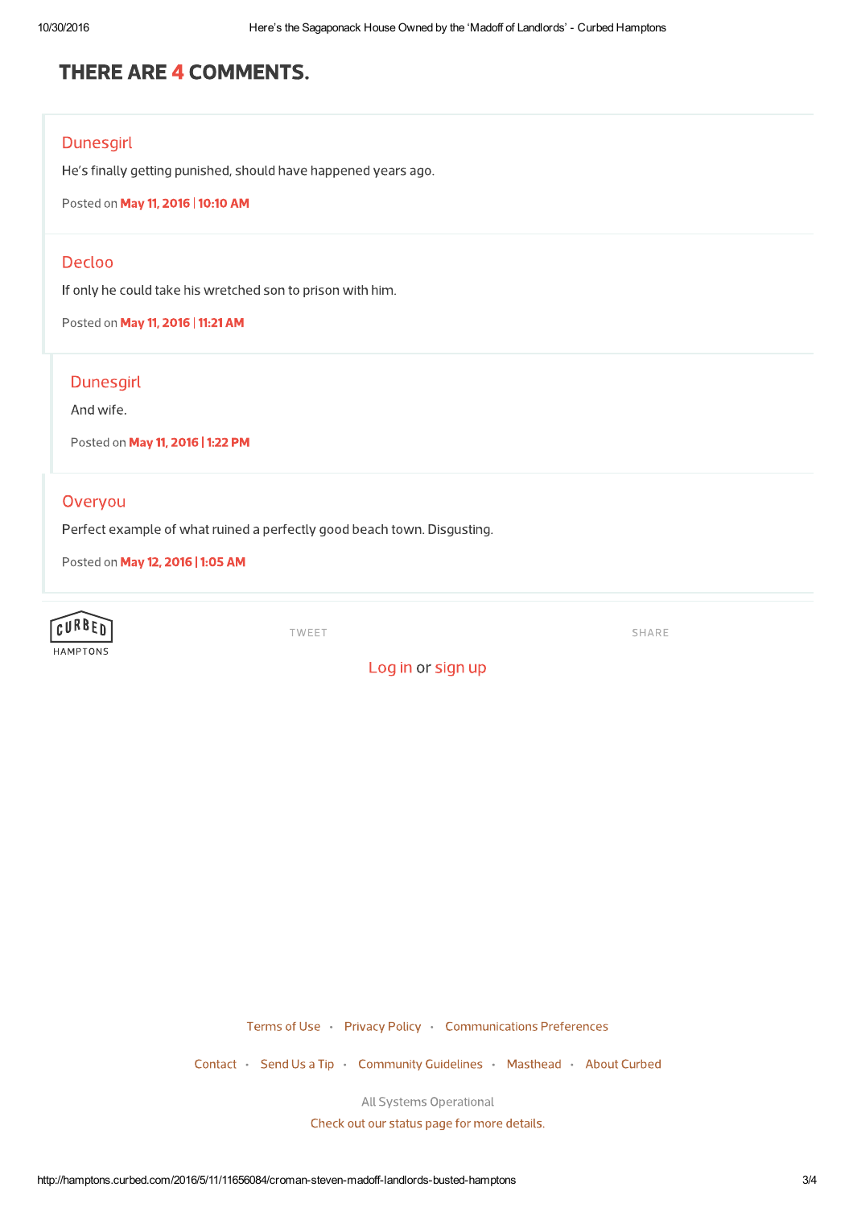## THERE ARE 4 COMMENTS.

**Dunesgirl**

He's finally getting punished, should have happened years ago.

Posted on May 11, 2016 | 10:10 AM

**Decloo**

If only he could take his wretched son to prison with him.

Posted on May 11, 2016 | 11:21 AM

**Dunesgirl**

And wife.

Posted on May 11, 2016 | 1:22 PM

**Overyou**

Perfect example of what ruined a perfectly good beach town. Disgusting.

Posted on May 12, 2016 | 1:05 AM

CURBED HAMPTONS

TWEET

SHARE

Log in or sign up

Terms of Use · Privacy Policy · Communications Preferences

Contact · Send Us a Tip · Community Guidelines · Masthead · About Curbed

All Systems Operational

Check out our status page for more details.